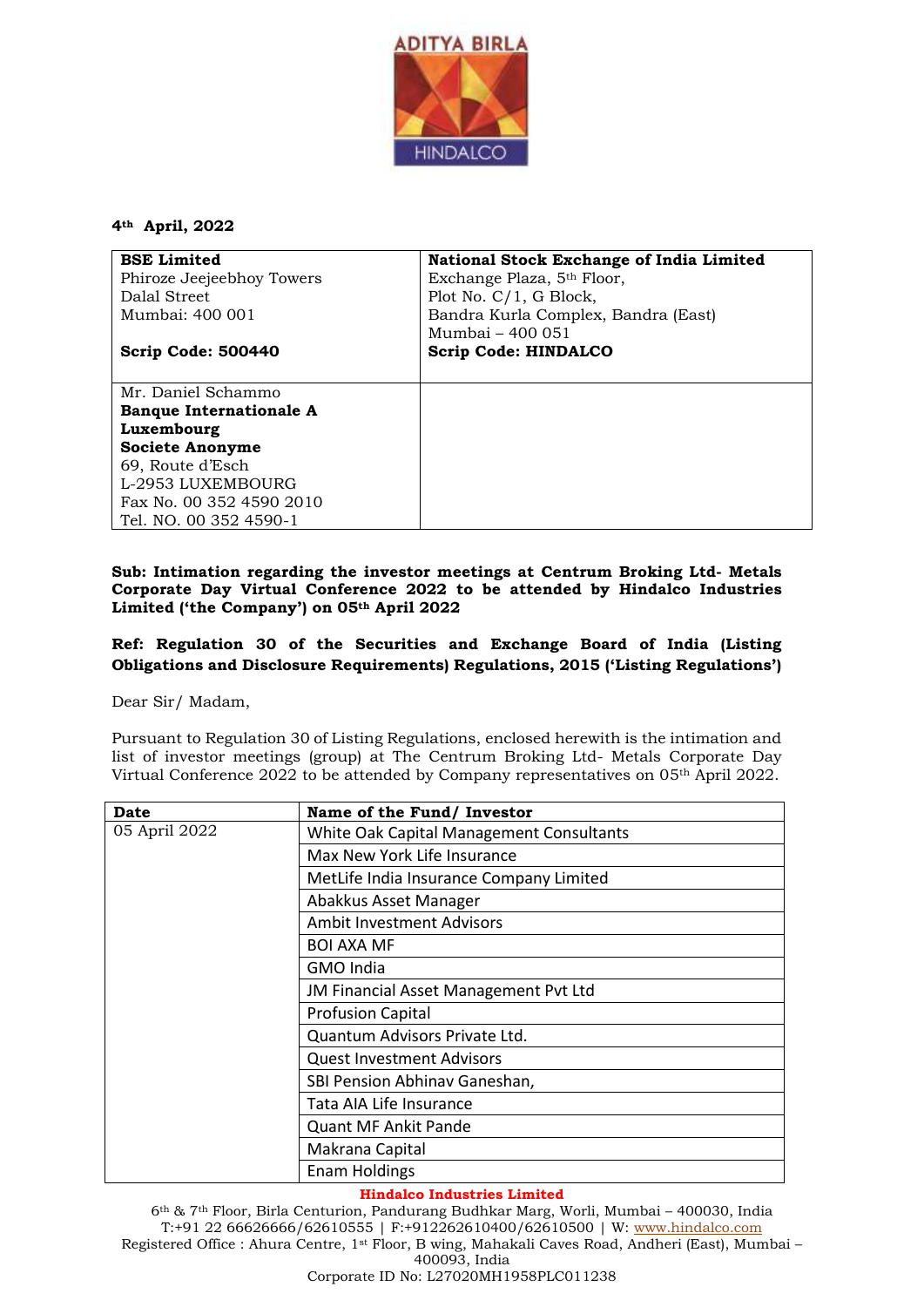ADITYA BIRLA
HINDALCO

**4th April, 2022**

| **BSE Limited**<br>Phiroze Jeejeebhoy Towers<br>Dalal Street<br>Mumbai: 400 001<br><br>**Scrip Code: 500440** | **National Stock Exchange of India Limited**<br>Exchange Plaza, 5th Floor,<br>Plot No. C/1, G Block,<br>Bandra Kurla Complex, Bandra (East)<br>Mumbai – 400 051<br>**Scrip Code: HINDALCO** |
|---|---|
| Mr. Daniel Schammo<br>**Banque Internationale A Luxembourg**<br>**Societe Anonyme**<br>69, Route d'Esch<br>L-2953 LUXEMBOURG<br>Fax No. 00 352 4590 2010<br>Tel. NO. 00 352 4590-1 | |

**Sub: Intimation regarding the investor meetings at Centrum Broking Ltd- Metals Corporate Day Virtual Conference 2022 to be attended by Hindalco Industries Limited ('the Company') on 05th April 2022**

**Ref: Regulation 30 of the Securities and Exchange Board of India (Listing Obligations and Disclosure Requirements) Regulations, 2015 ('Listing Regulations')**

Dear Sir/ Madam,

Pursuant to Regulation 30 of Listing Regulations, enclosed herewith is the intimation and list of investor meetings (group) at The Centrum Broking Ltd- Metals Corporate Day Virtual Conference 2022 to be attended by Company representatives on 05th April 2022.

| Date | Name of the Fund/ Investor |
|---|---|
| 05 April 2022 | White Oak Capital Management Consultants |
| | Max New York Life Insurance |
| | MetLife India Insurance Company Limited |
| | Abakkus Asset Manager |
| | Ambit Investment Advisors |
| | BOI AXA MF |
| | GMO India |
| | JM Financial Asset Management Pvt Ltd |
| | Profusion Capital |
| | Quantum Advisors Private Ltd. |
| | Quest Investment Advisors |
| | SBI Pension Abhinav Ganeshan, |
| | Tata AIA Life Insurance |
| | Quant MF Ankit Pande |
| | Makrana Capital |
| | Enam Holdings |

**Hindalco Industries Limited**

6th & 7th Floor, Birla Centurion, Pandurang Budhkar Marg, Worli, Mumbai – 400030, India
T:+91 22 66626666/62610555 | F:+912262610400/62610500 | W: www.hindalco.com
Registered Office : Ahura Centre, 1st Floor, B wing, Mahakali Caves Road, Andheri (East), Mumbai – 400093, India
Corporate ID No: L27020MH1958PLC011238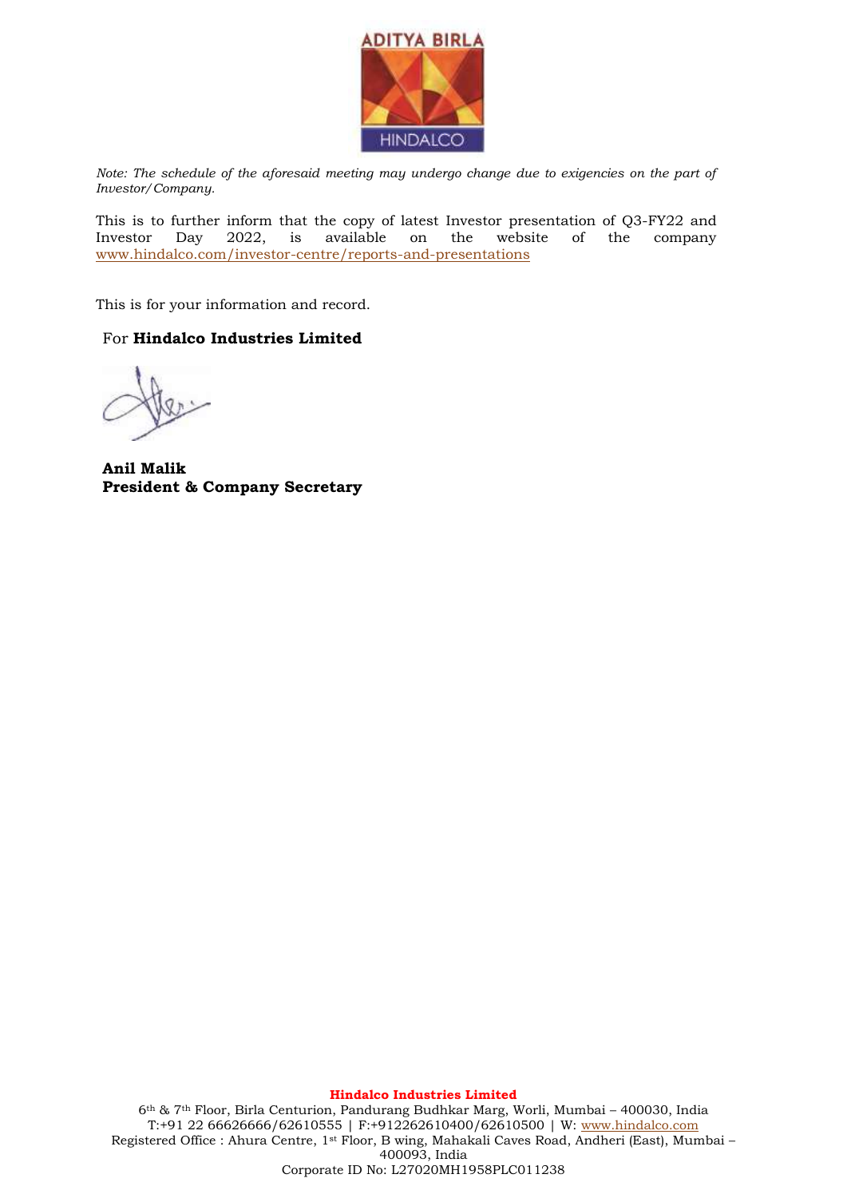*Note: The schedule of the aforesaid meeting may undergo change due to exigencies on the part of Investor/Company.*

This is to further inform that the copy of latest Investor presentation of Q3-FY22 and Investor Day 2022, is available on the website of the company www.hindalco.com/investor-centre/reports-and-presentations

This is for your information and record.

For **Hindalco Industries Limited**

**Anil Malik**
**President & Company Secretary**

**Hindalco Industries Limited**
6th & 7th Floor, Birla Centurion, Pandurang Budhkar Marg, Worli, Mumbai – 400030, India
T:+91 22 66626666/62610555 | F:+912262610400/62610500 | W: www.hindalco.com
Registered Office : Ahura Centre, 1st Floor, B wing, Mahakali Caves Road, Andheri (East), Mumbai – 400093, India
Corporate ID No: L27020MH1958PLC011238